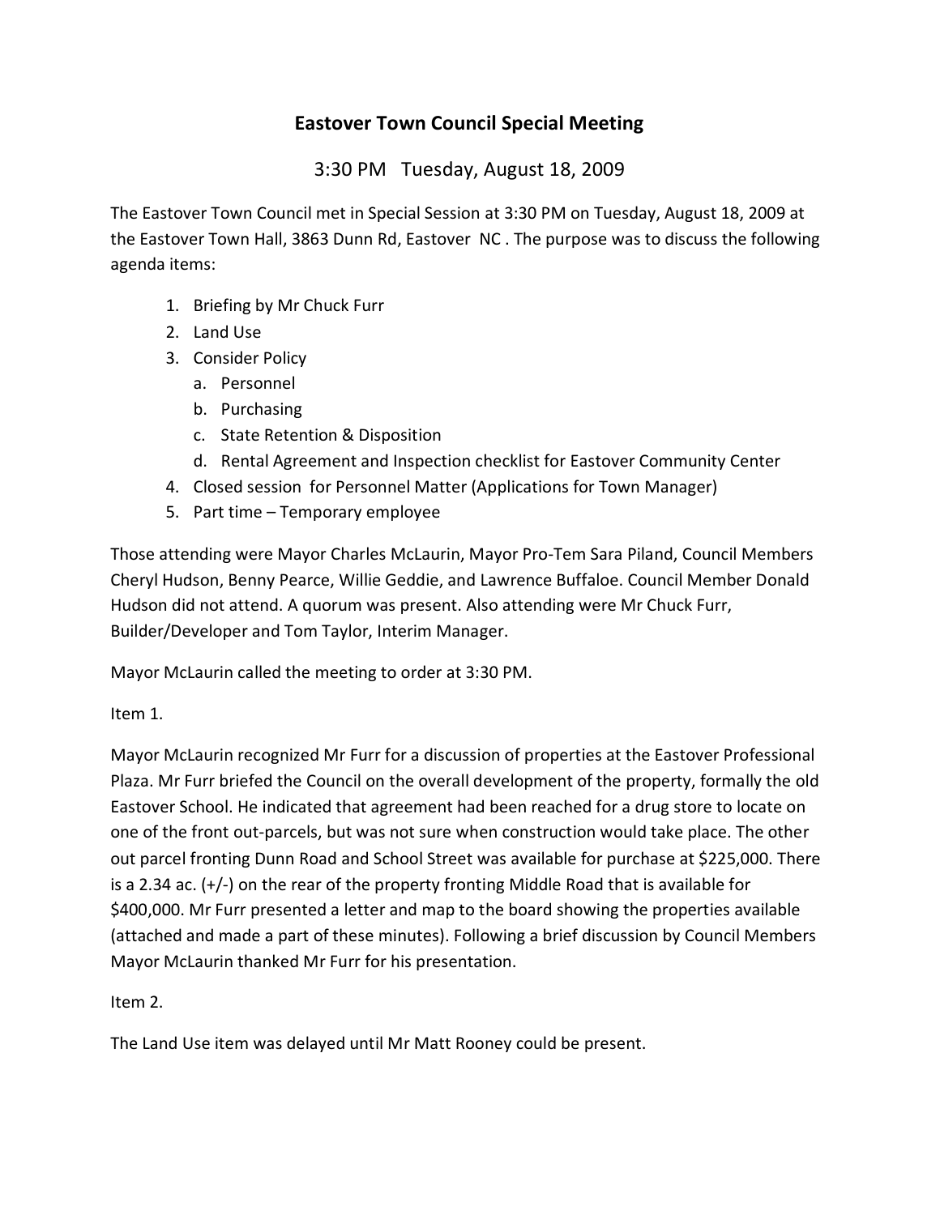# Eastover Town Council Special Meeting

## 3:30 PM Tuesday, August 18, 2009

The Eastover Town Council met in Special Session at 3:30 PM on Tuesday, August 18, 2009 at the Eastover Town Hall, 3863 Dunn Rd, Eastover NC . The purpose was to discuss the following agenda items:

1. Briefing by Mr Chuck Furr
2. Land Use
3. Consider Policy
   a. Personnel
   b. Purchasing
   c. State Retention & Disposition
   d. Rental Agreement and Inspection checklist for Eastover Community Center
4. Closed session for Personnel Matter (Applications for Town Manager)
5. Part time – Temporary employee

Those attending were Mayor Charles McLaurin, Mayor Pro-Tem Sara Piland, Council Members Cheryl Hudson, Benny Pearce, Willie Geddie, and Lawrence Buffaloe. Council Member Donald Hudson did not attend. A quorum was present. Also attending were Mr Chuck Furr, Builder/Developer and Tom Taylor, Interim Manager.

Mayor McLaurin called the meeting to order at 3:30 PM.

Item 1.

Mayor McLaurin recognized Mr Furr for a discussion of properties at the Eastover Professional Plaza. Mr Furr briefed the Council on the overall development of the property, formally the old Eastover School. He indicated that agreement had been reached for a drug store to locate on one of the front out-parcels, but was not sure when construction would take place. The other out parcel fronting Dunn Road and School Street was available for purchase at $225,000. There is a 2.34 ac. (+/-) on the rear of the property fronting Middle Road that is available for $400,000. Mr Furr presented a letter and map to the board showing the properties available (attached and made a part of these minutes). Following a brief discussion by Council Members Mayor McLaurin thanked Mr Furr for his presentation.

Item 2.

The Land Use item was delayed until Mr Matt Rooney could be present.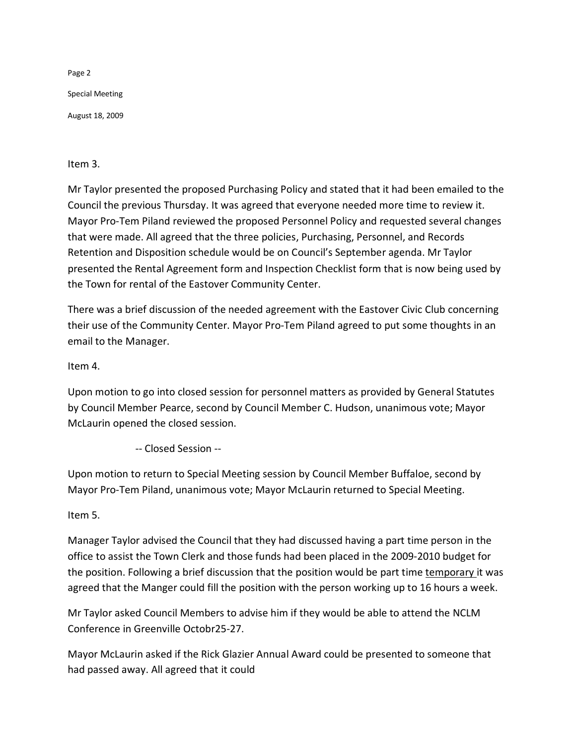Item 3.

Mr Taylor presented the proposed Purchasing Policy and stated that it had been emailed to the Council the previous Thursday. It was agreed that everyone needed more time to review it. Mayor Pro-Tem Piland reviewed the proposed Personnel Policy and requested several changes that were made. All agreed that the three policies, Purchasing, Personnel, and Records Retention and Disposition schedule would be on Council's September agenda. Mr Taylor presented the Rental Agreement form and Inspection Checklist form that is now being used by the Town for rental of the Eastover Community Center.

There was a brief discussion of the needed agreement with the Eastover Civic Club concerning their use of the Community Center. Mayor Pro-Tem Piland agreed to put some thoughts in an email to the Manager.

Item 4.

Upon motion to go into closed session for personnel matters as provided by General Statutes by Council Member Pearce, second by Council Member C. Hudson, unanimous vote; Mayor McLaurin opened the closed session.

-- Closed Session --

Upon motion to return to Special Meeting session by Council Member Buffaloe, second by Mayor Pro-Tem Piland, unanimous vote; Mayor McLaurin returned to Special Meeting.

Item 5.

Manager Taylor advised the Council that they had discussed having a part time person in the office to assist the Town Clerk and those funds had been placed in the 2009-2010 budget for the position. Following a brief discussion that the position would be part time <u>temporary</u> it was agreed that the Manger could fill the position with the person working up to 16 hours a week.

Mr Taylor asked Council Members to advise him if they would be able to attend the NCLM Conference in Greenville Octobr25-27.

Mayor McLaurin asked if the Rick Glazier Annual Award could be presented to someone that had passed away. All agreed that it could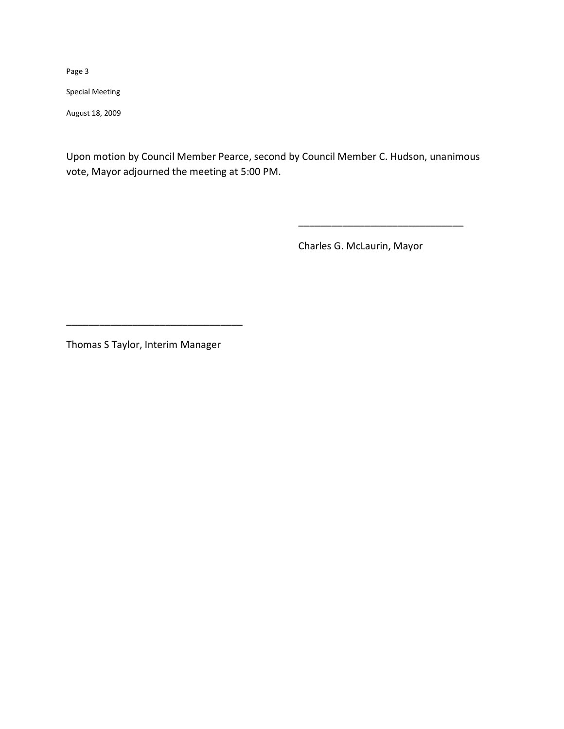Upon motion by Council Member Pearce, second by Council Member C. Hudson, unanimous vote, Mayor adjourned the meeting at 5:00 PM.

______________________________

Charles G. McLaurin, Mayor

________________________________

Thomas S Taylor, Interim Manager